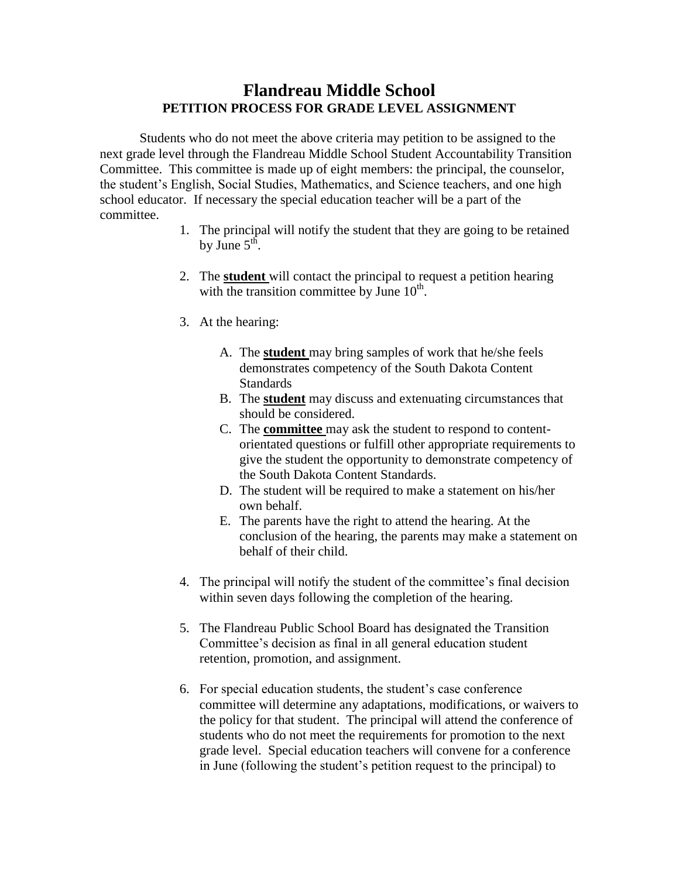# Flandreau Middle School

## PETITION PROCESS FOR GRADE LEVEL ASSIGNMENT

Students who do not meet the above criteria may petition to be assigned to the next grade level through the Flandreau Middle School Student Accountability Transition Committee. This committee is made up of eight members: the principal, the counselor, the student's English, Social Studies, Mathematics, and Science teachers, and one high school educator. If necessary the special education teacher will be a part of the committee.

1. The principal will notify the student that they are going to be retained by June 5th.

2. The **student** will contact the principal to request a petition hearing with the transition committee by June 10th.

3. At the hearing:

   A. The **student** may bring samples of work that he/she feels demonstrates competency of the South Dakota Content Standards
   B. The **student** may discuss and extenuating circumstances that should be considered.
   C. The **committee** may ask the student to respond to content-orientated questions or fulfill other appropriate requirements to give the student the opportunity to demonstrate competency of the South Dakota Content Standards.
   D. The student will be required to make a statement on his/her own behalf.
   E. The parents have the right to attend the hearing. At the conclusion of the hearing, the parents may make a statement on behalf of their child.

4. The principal will notify the student of the committee's final decision within seven days following the completion of the hearing.

5. The Flandreau Public School Board has designated the Transition Committee's decision as final in all general education student retention, promotion, and assignment.

6. For special education students, the student's case conference committee will determine any adaptations, modifications, or waivers to the policy for that student. The principal will attend the conference of students who do not meet the requirements for promotion to the next grade level. Special education teachers will convene for a conference in June (following the student's petition request to the principal) to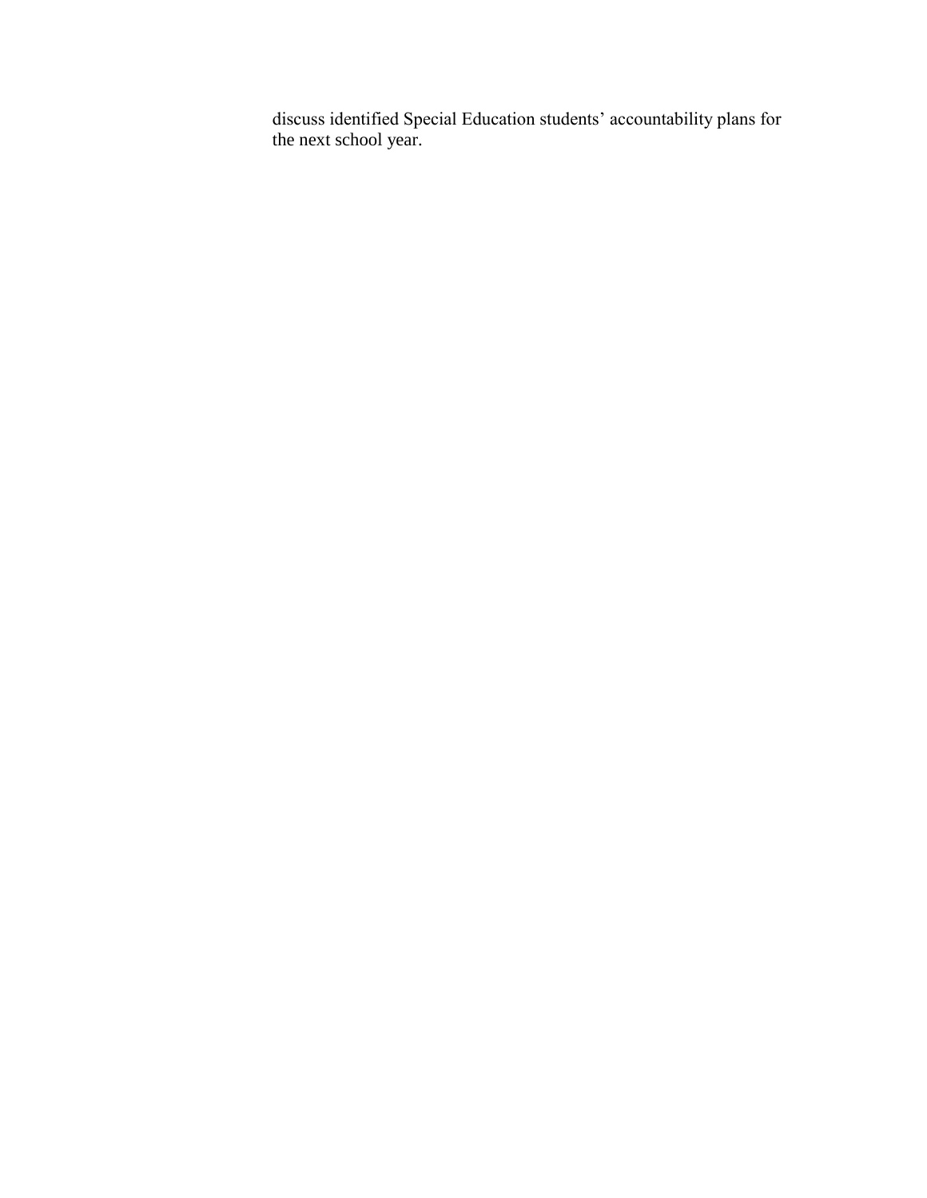discuss identified Special Education students' accountability plans for the next school year.